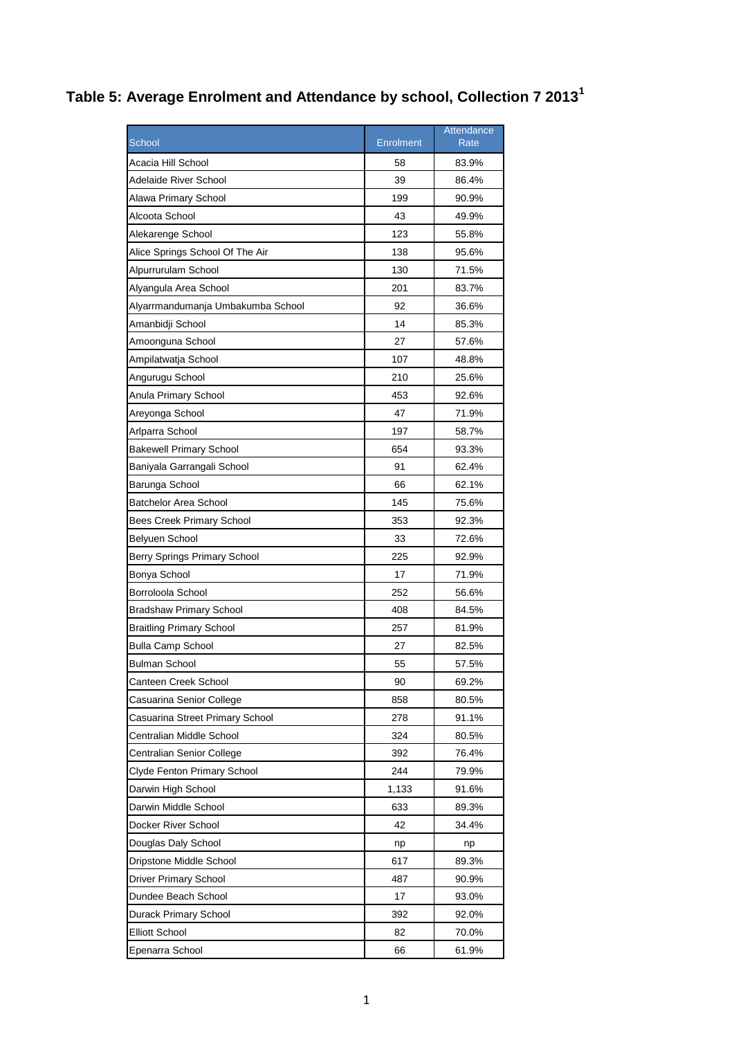# Table 5: Average Enrolment and Attendance by school, Collection 7 2013[1]

| School | Enrolment | Attendance Rate |
| --- | --- | --- |
| Acacia Hill School | 58 | 83.9% |
| Adelaide River School | 39 | 86.4% |
| Alawa Primary School | 199 | 90.9% |
| Alcoota School | 43 | 49.9% |
| Alekarenge School | 123 | 55.8% |
| Alice Springs School Of The Air | 138 | 95.6% |
| Alpurrurulam School | 130 | 71.5% |
| Alyangula Area School | 201 | 83.7% |
| Alyarrmandumanja Umbakumba School | 92 | 36.6% |
| Amanbidji School | 14 | 85.3% |
| Amoonguna School | 27 | 57.6% |
| Ampilatwatja School | 107 | 48.8% |
| Angurugu School | 210 | 25.6% |
| Anula Primary School | 453 | 92.6% |
| Areyonga School | 47 | 71.9% |
| Arlparra School | 197 | 58.7% |
| Bakewell Primary School | 654 | 93.3% |
| Baniyala Garrangali School | 91 | 62.4% |
| Barunga School | 66 | 62.1% |
| Batchelor Area School | 145 | 75.6% |
| Bees Creek Primary School | 353 | 92.3% |
| Belyuen School | 33 | 72.6% |
| Berry Springs Primary School | 225 | 92.9% |
| Bonya School | 17 | 71.9% |
| Borroloola School | 252 | 56.6% |
| Bradshaw Primary School | 408 | 84.5% |
| Braitling Primary School | 257 | 81.9% |
| Bulla Camp School | 27 | 82.5% |
| Bulman School | 55 | 57.5% |
| Canteen Creek School | 90 | 69.2% |
| Casuarina Senior College | 858 | 80.5% |
| Casuarina Street Primary School | 278 | 91.1% |
| Centralian Middle School | 324 | 80.5% |
| Centralian Senior College | 392 | 76.4% |
| Clyde Fenton Primary School | 244 | 79.9% |
| Darwin High School | 1,133 | 91.6% |
| Darwin Middle School | 633 | 89.3% |
| Docker River School | 42 | 34.4% |
| Douglas Daly School | np | np |
| Dripstone Middle School | 617 | 89.3% |
| Driver Primary School | 487 | 90.9% |
| Dundee Beach School | 17 | 93.0% |
| Durack Primary School | 392 | 92.0% |
| Elliott School | 82 | 70.0% |
| Epenarra School | 66 | 61.9% |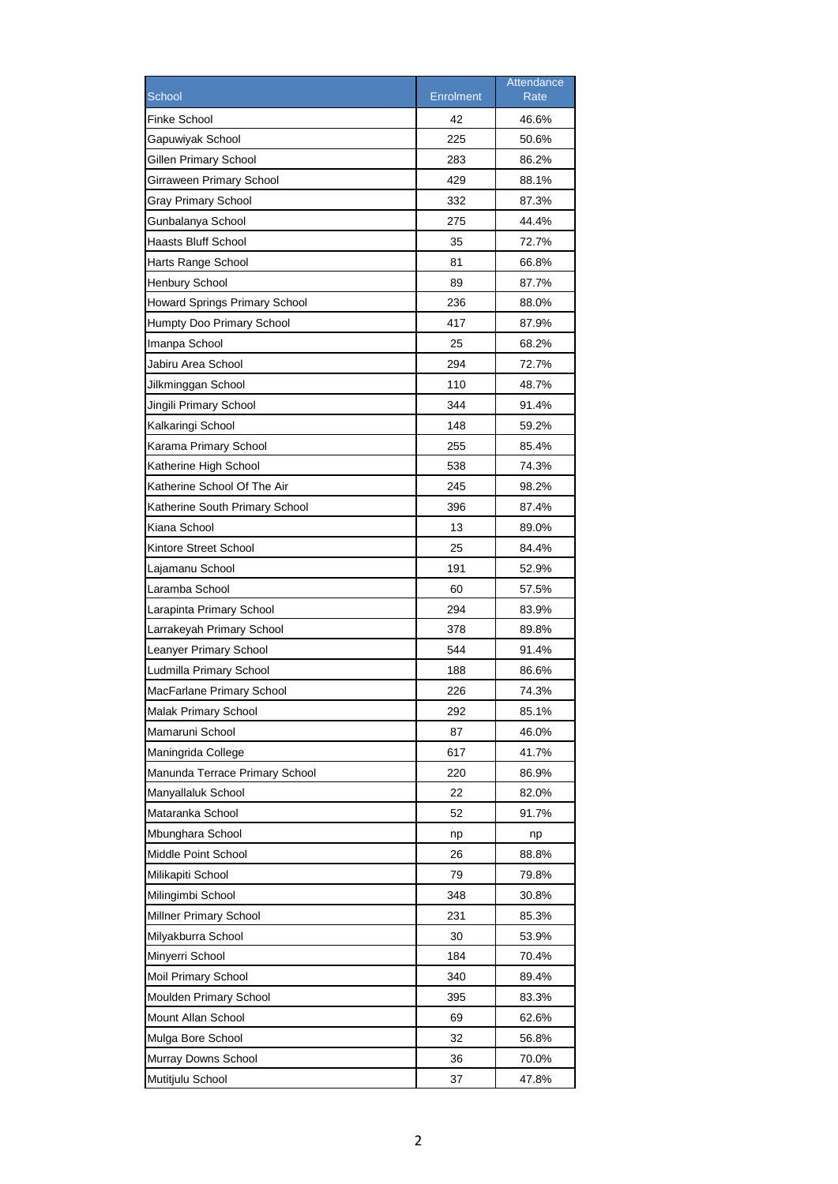| School | Enrolment | Attendance Rate |
|---|---|---|
| Finke School | 42 | 46.6% |
| Gapuwiyak School | 225 | 50.6% |
| Gillen Primary School | 283 | 86.2% |
| Girraween Primary School | 429 | 88.1% |
| Gray Primary School | 332 | 87.3% |
| Gunbalanya School | 275 | 44.4% |
| Haasts Bluff School | 35 | 72.7% |
| Harts Range School | 81 | 66.8% |
| Henbury School | 89 | 87.7% |
| Howard Springs Primary School | 236 | 88.0% |
| Humpty Doo Primary School | 417 | 87.9% |
| Imanpa School | 25 | 68.2% |
| Jabiru Area School | 294 | 72.7% |
| Jilkminggan School | 110 | 48.7% |
| Jingili Primary School | 344 | 91.4% |
| Kalkaringi School | 148 | 59.2% |
| Karama Primary School | 255 | 85.4% |
| Katherine High School | 538 | 74.3% |
| Katherine School Of The Air | 245 | 98.2% |
| Katherine South Primary School | 396 | 87.4% |
| Kiana School | 13 | 89.0% |
| Kintore Street School | 25 | 84.4% |
| Lajamanu School | 191 | 52.9% |
| Laramba School | 60 | 57.5% |
| Larapinta Primary School | 294 | 83.9% |
| Larrakeyah Primary School | 378 | 89.8% |
| Leanyer Primary School | 544 | 91.4% |
| Ludmilla Primary School | 188 | 86.6% |
| MacFarlane Primary School | 226 | 74.3% |
| Malak Primary School | 292 | 85.1% |
| Mamaruni School | 87 | 46.0% |
| Maningrida College | 617 | 41.7% |
| Manunda Terrace Primary School | 220 | 86.9% |
| Manyallaluk School | 22 | 82.0% |
| Mataranka School | 52 | 91.7% |
| Mbunghara School | np | np |
| Middle Point School | 26 | 88.8% |
| Milikapiti School | 79 | 79.8% |
| Milingimbi School | 348 | 30.8% |
| Millner Primary School | 231 | 85.3% |
| Milyakburra School | 30 | 53.9% |
| Minyerri School | 184 | 70.4% |
| Moil Primary School | 340 | 89.4% |
| Moulden Primary School | 395 | 83.3% |
| Mount Allan School | 69 | 62.6% |
| Mulga Bore School | 32 | 56.8% |
| Murray Downs School | 36 | 70.0% |
| Mutitjulu School | 37 | 47.8% |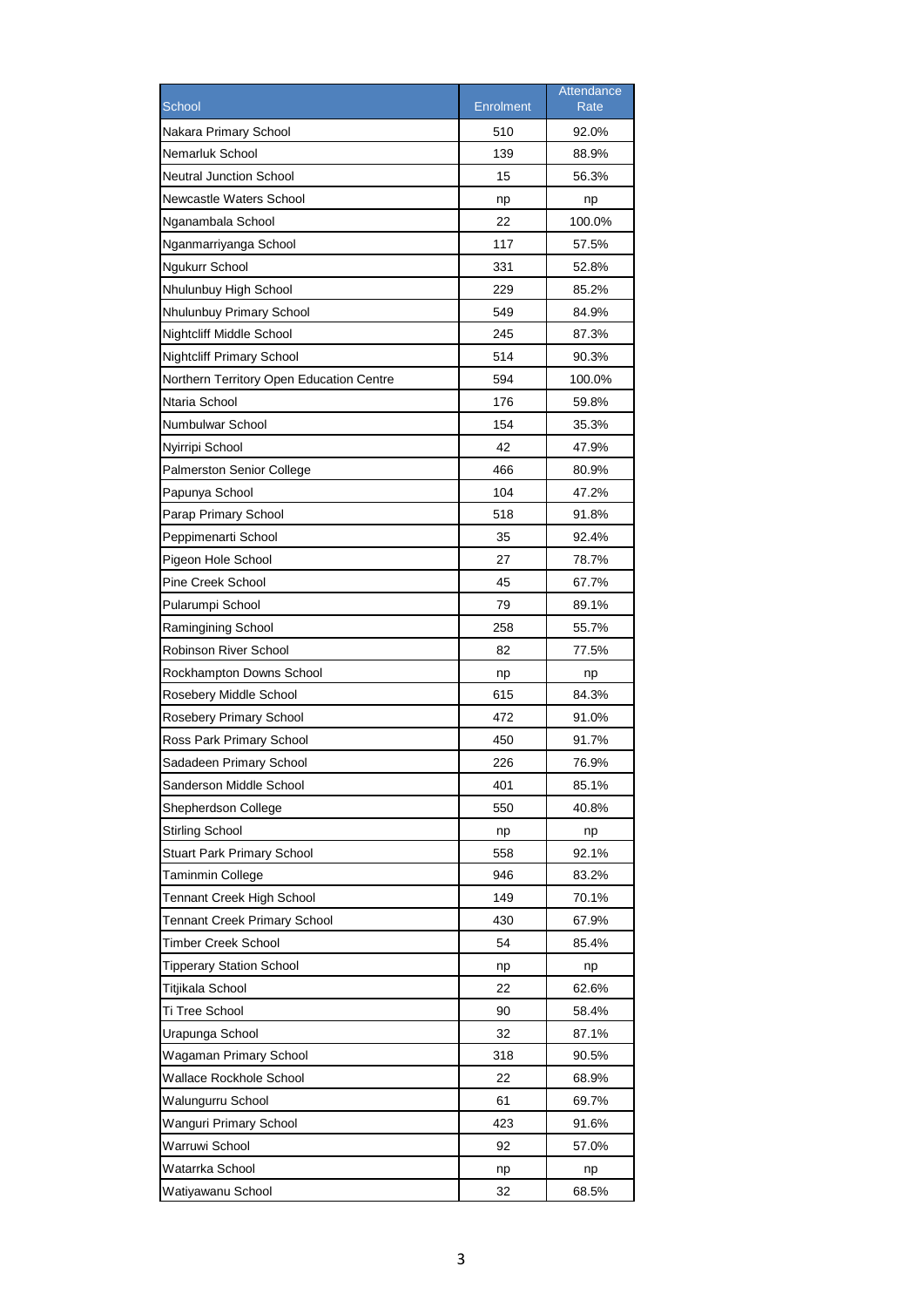| School | Enrolment | Attendance Rate |
| --- | --- | --- |
| Nakara Primary School | 510 | 92.0% |
| Nemarluk School | 139 | 88.9% |
| Neutral Junction School | 15 | 56.3% |
| Newcastle Waters School | np | np |
| Nganambala School | 22 | 100.0% |
| Nganmarriyanga School | 117 | 57.5% |
| Ngukurr School | 331 | 52.8% |
| Nhulunbuy High School | 229 | 85.2% |
| Nhulunbuy Primary School | 549 | 84.9% |
| Nightcliff Middle School | 245 | 87.3% |
| Nightcliff Primary School | 514 | 90.3% |
| Northern Territory Open Education Centre | 594 | 100.0% |
| Ntaria School | 176 | 59.8% |
| Numbulwar School | 154 | 35.3% |
| Nyirripi School | 42 | 47.9% |
| Palmerston Senior College | 466 | 80.9% |
| Papunya School | 104 | 47.2% |
| Parap Primary School | 518 | 91.8% |
| Peppimenarti School | 35 | 92.4% |
| Pigeon Hole School | 27 | 78.7% |
| Pine Creek School | 45 | 67.7% |
| Pularumpi School | 79 | 89.1% |
| Ramingining School | 258 | 55.7% |
| Robinson River School | 82 | 77.5% |
| Rockhampton Downs School | np | np |
| Rosebery Middle School | 615 | 84.3% |
| Rosebery Primary School | 472 | 91.0% |
| Ross Park Primary School | 450 | 91.7% |
| Sadadeen Primary School | 226 | 76.9% |
| Sanderson Middle School | 401 | 85.1% |
| Shepherdson College | 550 | 40.8% |
| Stirling School | np | np |
| Stuart Park Primary School | 558 | 92.1% |
| Taminmin College | 946 | 83.2% |
| Tennant Creek High School | 149 | 70.1% |
| Tennant Creek Primary School | 430 | 67.9% |
| Timber Creek School | 54 | 85.4% |
| Tipperary Station School | np | np |
| Titjikala School | 22 | 62.6% |
| Ti Tree School | 90 | 58.4% |
| Urapunga School | 32 | 87.1% |
| Wagaman Primary School | 318 | 90.5% |
| Wallace Rockhole School | 22 | 68.9% |
| Walungurru School | 61 | 69.7% |
| Wanguri Primary School | 423 | 91.6% |
| Warruwi School | 92 | 57.0% |
| Watarrka School | np | np |
| Watiyawanu School | 32 | 68.5% |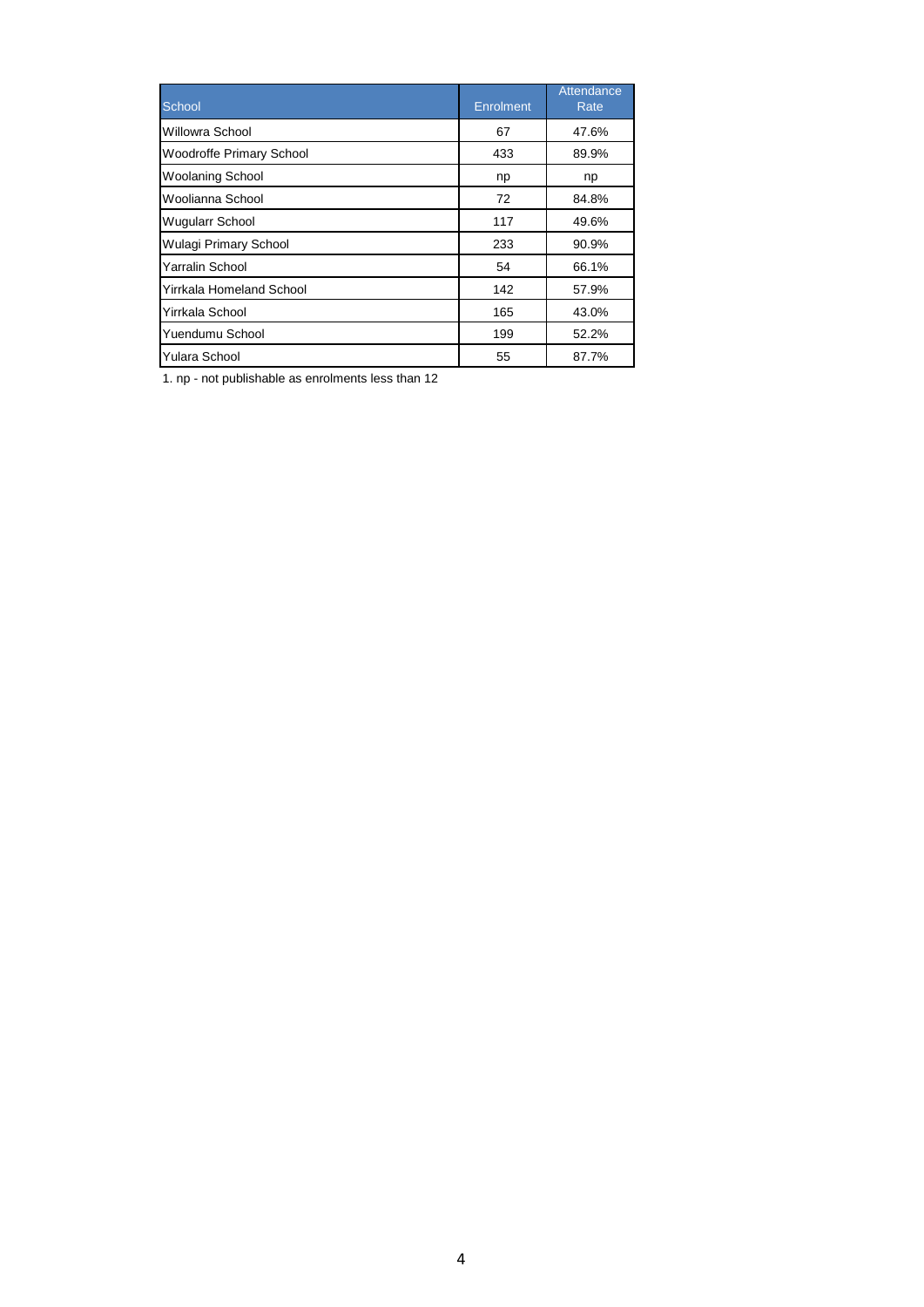| School | Enrolment | Attendance Rate |
| --- | --- | --- |
| Willowra School | 67 | 47.6% |
| Woodroffe Primary School | 433 | 89.9% |
| Woolaning School | np | np |
| Woolianna School | 72 | 84.8% |
| Wugularr School | 117 | 49.6% |
| Wulagi Primary School | 233 | 90.9% |
| Yarralin School | 54 | 66.1% |
| Yirrkala Homeland School | 142 | 57.9% |
| Yirrkala School | 165 | 43.0% |
| Yuendumu School | 199 | 52.2% |
| Yulara School | 55 | 87.7% |

1. np - not publishable as enrolments less than 12